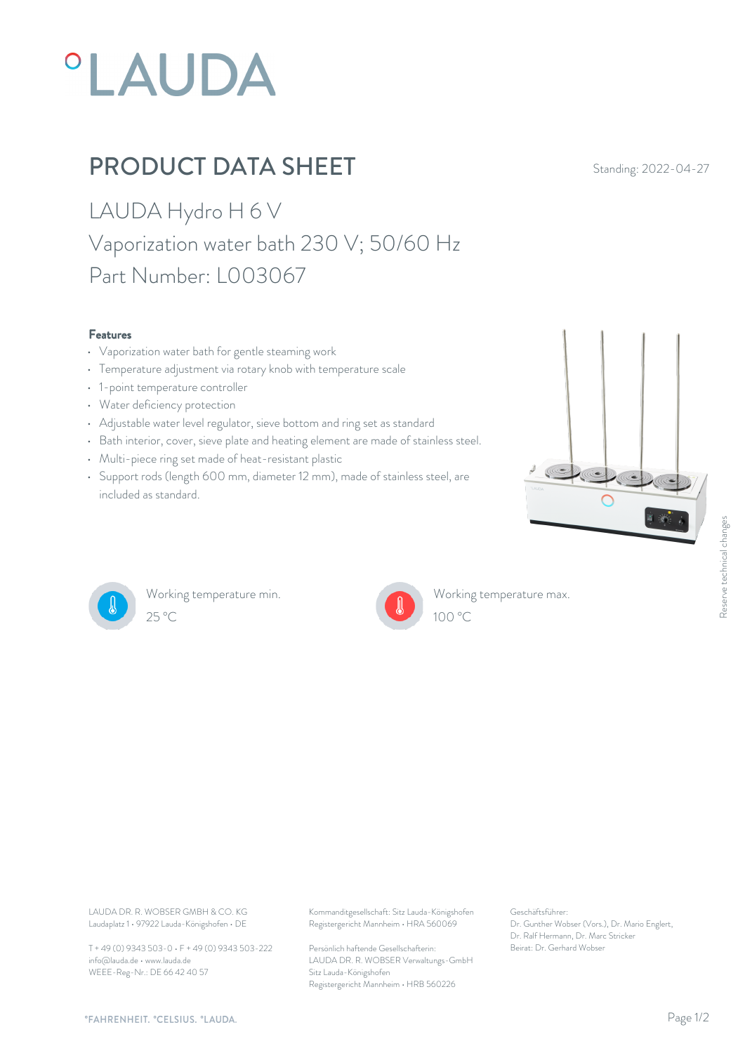# °LAUDA

## PRODUCT DATA SHEET

Standing: 2022-04-27

LAUDA Hydro H 6 V
Vaporization water bath 230 V; 50/60 Hz
Part Number: L003067

### Features

- Vaporization water bath for gentle steaming work
- Temperature adjustment via rotary knob with temperature scale
- 1-point temperature controller
- Water deficiency protection
- Adjustable water level regulator, sieve bottom and ring set as standard
- Bath interior, cover, sieve plate and heating element are made of stainless steel.
- Multi-piece ring set made of heat-resistant plastic
- Support rods (length 600 mm, diameter 12 mm), made of stainless steel, are included as standard.

Reserve technical changes

Working temperature min.
25 °C

Working temperature max.
100 °C

LAUDA DR. R. WOBSER GMBH & CO. KG
Laudaplatz 1 • 97922 Lauda-Königshofen • DE

T + 49 (0) 9343 503-0 • F + 49 (0) 9343 503-222
info@lauda.de • www.lauda.de
WEEE-Reg-Nr.: DE 66 42 40 57

Kommanditgesellschaft: Sitz Lauda-Königshofen
Registergericht Mannheim • HRA 560069

Persönlich haftende Gesellschafterin:
LAUDA DR. R. WOBSER Verwaltungs-GmbH
Sitz Lauda-Königshofen
Registergericht Mannheim • HRB 560226

Geschäftsführer:
Dr. Gunther Wobser (Vors.), Dr. Mario Englert,
Dr. Ralf Hermann, Dr. Marc Stricker
Beirat: Dr. Gerhard Wobser

°FAHRENHEIT. °CELSIUS. °LAUDA.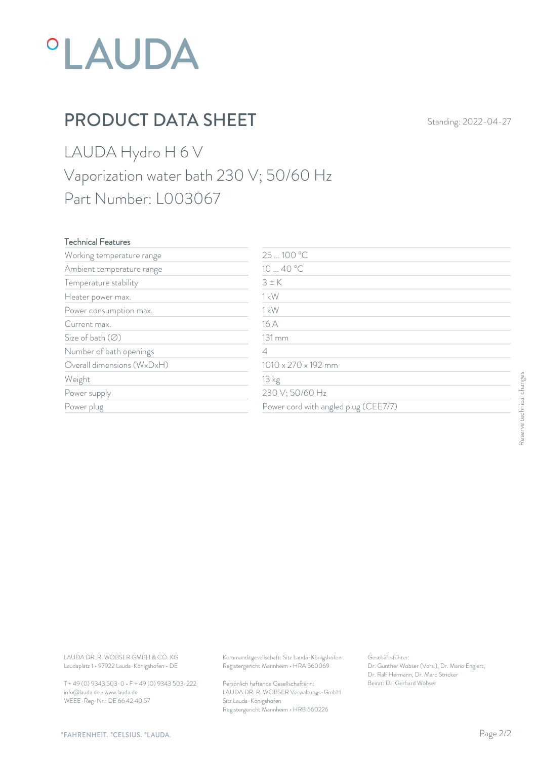# °LAUDA

## PRODUCT DATA SHEET

Standing: 2022-04-27

LAUDA Hydro H 6 V

Vaporization water bath 230 V; 50/60 Hz

Part Number: L003067

| Technical Features | |
|---|---|
| Working temperature range | 25 ... 100 °C |
| Ambient temperature range | 10 ... 40 °C |
| Temperature stability | 3 ± K |
| Heater power max. | 1 kW |
| Power consumption max. | 1 kW |
| Current max. | 16 A |
| Size of bath (∅) | 131 mm |
| Number of bath openings | 4 |
| Overall dimensions (WxDxH) | 1010 x 270 x 192 mm |
| Weight | 13 kg |
| Power supply | 230 V; 50/60 Hz |
| Power plug | Power cord with angled plug (CEE7/7) |

Reserve technical changes

LAUDA DR. R. WOBSER GMBH & CO. KG
Laudaplatz 1 • 97922 Lauda-Königshofen • DE

T + 49 (0) 9343 503-0 • F + 49 (0) 9343 503-222
info@lauda.de • www.lauda.de
WEEE-Reg-Nr.: DE 66 42 40 57

Kommanditgesellschaft: Sitz Lauda-Königshofen
Registergericht Mannheim • HRA 560069

Persönlich haftende Gesellschafterin:
LAUDA DR. R. WOBSER Verwaltungs-GmbH
Sitz Lauda-Königshofen
Registergericht Mannheim • HRB 560226

Geschäftsführer:
Dr. Gunther Wobser (Vors.), Dr. Mario Englert,
Dr. Ralf Hermann, Dr. Marc Stricker
Beirat: Dr. Gerhard Wobser

°FAHRENHEIT. °CELSIUS. °LAUDA.